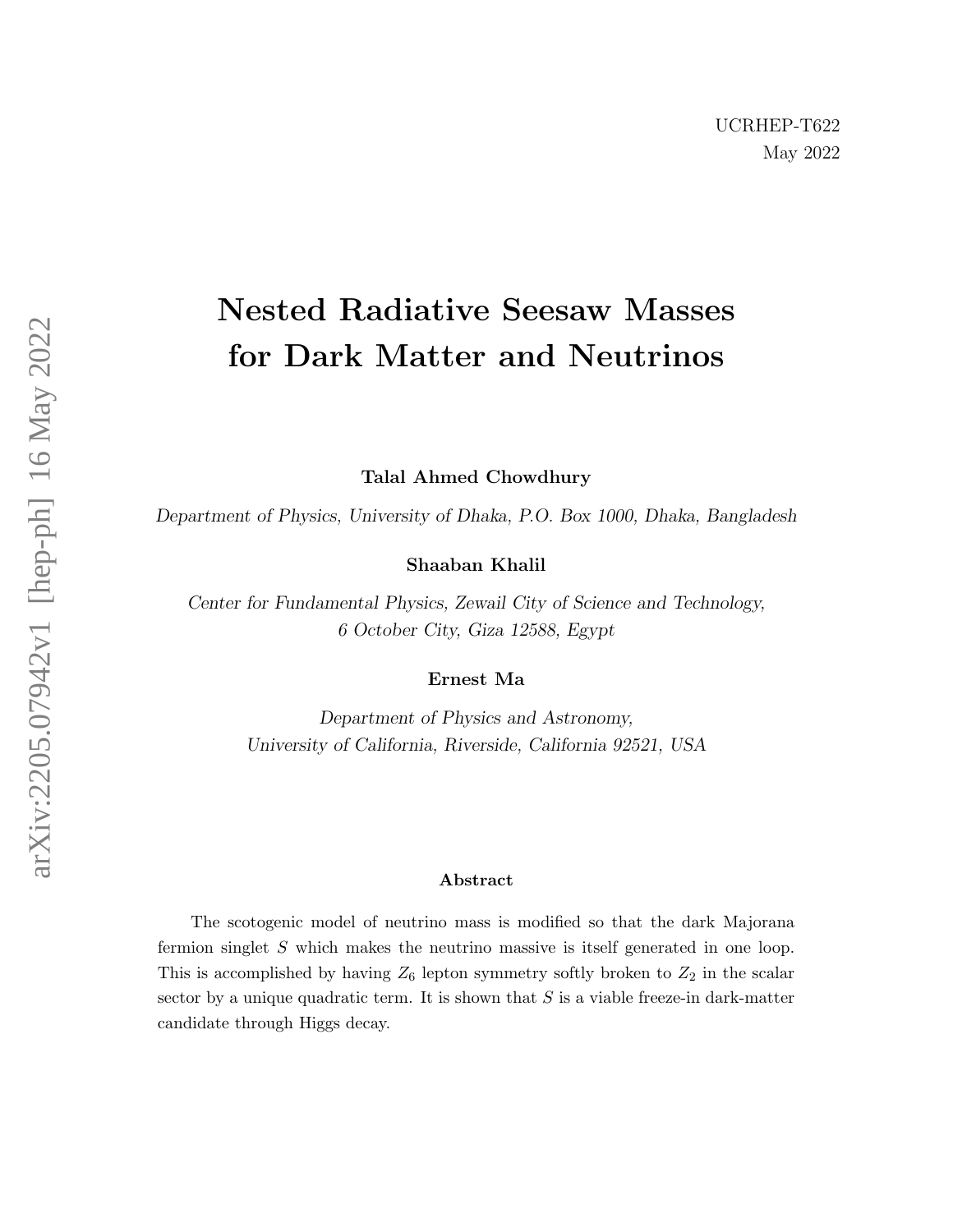UCRHEP-T622
May 2022

# Nested Radiative Seesaw Masses for Dark Matter and Neutrinos

**Talal Ahmed Chowdhury**

*Department of Physics, University of Dhaka, P.O. Box 1000, Dhaka, Bangladesh*

**Shaaban Khalil**

*Center for Fundamental Physics, Zewail City of Science and Technology, 6 October City, Giza 12588, Egypt*

**Ernest Ma**

*Department of Physics and Astronomy, University of California, Riverside, California 92521, USA*

## Abstract

The scotogenic model of neutrino mass is modified so that the dark Majorana fermion singlet $S$ which makes the neutrino massive is itself generated in one loop. This is accomplished by having $Z_6$ lepton symmetry softly broken to $Z_2$ in the scalar sector by a unique quadratic term. It is shown that $S$ is a viable freeze-in dark-matter candidate through Higgs decay.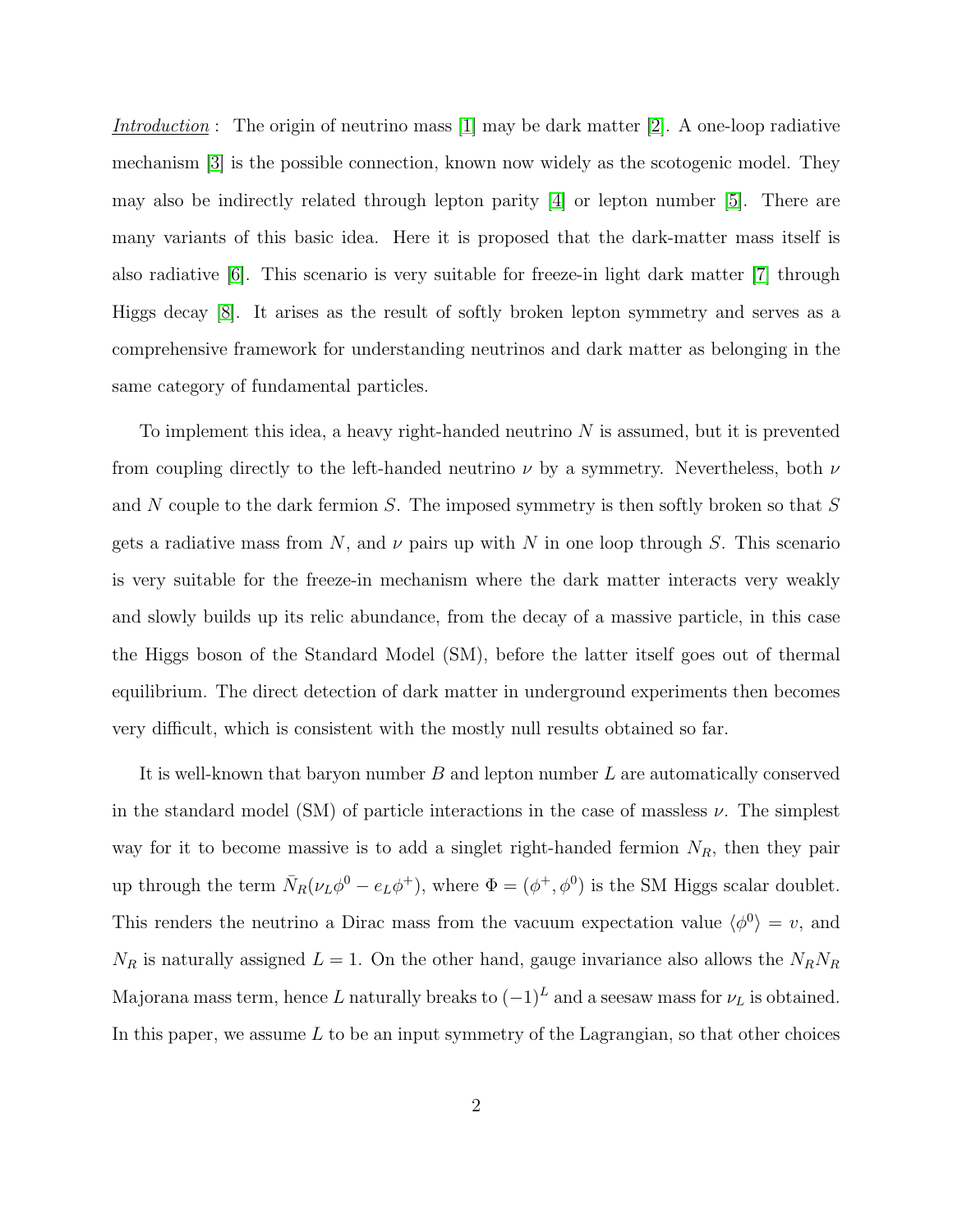*Introduction* : The origin of neutrino mass [1] may be dark matter [2]. A one-loop radiative mechanism [3] is the possible connection, known now widely as the scotogenic model. They may also be indirectly related through lepton parity [4] or lepton number [5]. There are many variants of this basic idea. Here it is proposed that the dark-matter mass itself is also radiative [6]. This scenario is very suitable for freeze-in light dark matter [7] through Higgs decay [8]. It arises as the result of softly broken lepton symmetry and serves as a comprehensive framework for understanding neutrinos and dark matter as belonging in the same category of fundamental particles.

To implement this idea, a heavy right-handed neutrino $N$ is assumed, but it is prevented from coupling directly to the left-handed neutrino $\nu$ by a symmetry. Nevertheless, both $\nu$ and $N$ couple to the dark fermion $S$. The imposed symmetry is then softly broken so that $S$ gets a radiative mass from $N$, and $\nu$ pairs up with $N$ in one loop through $S$. This scenario is very suitable for the freeze-in mechanism where the dark matter interacts very weakly and slowly builds up its relic abundance, from the decay of a massive particle, in this case the Higgs boson of the Standard Model (SM), before the latter itself goes out of thermal equilibrium. The direct detection of dark matter in underground experiments then becomes very difficult, which is consistent with the mostly null results obtained so far.

It is well-known that baryon number $B$ and lepton number $L$ are automatically conserved in the standard model (SM) of particle interactions in the case of massless $\nu$. The simplest way for it to become massive is to add a singlet right-handed fermion $N_R$, then they pair up through the term $\bar{N}_R(\nu_L\phi^0 - e_L\phi^+)$, where $\Phi = (\phi^+, \phi^0)$ is the SM Higgs scalar doublet. This renders the neutrino a Dirac mass from the vacuum expectation value $\langle\phi^0\rangle = v$, and $N_R$ is naturally assigned $L = 1$. On the other hand, gauge invariance also allows the $N_R N_R$ Majorana mass term, hence $L$ naturally breaks to $(-1)^L$ and a seesaw mass for $\nu_L$ is obtained. In this paper, we assume $L$ to be an input symmetry of the Lagrangian, so that other choices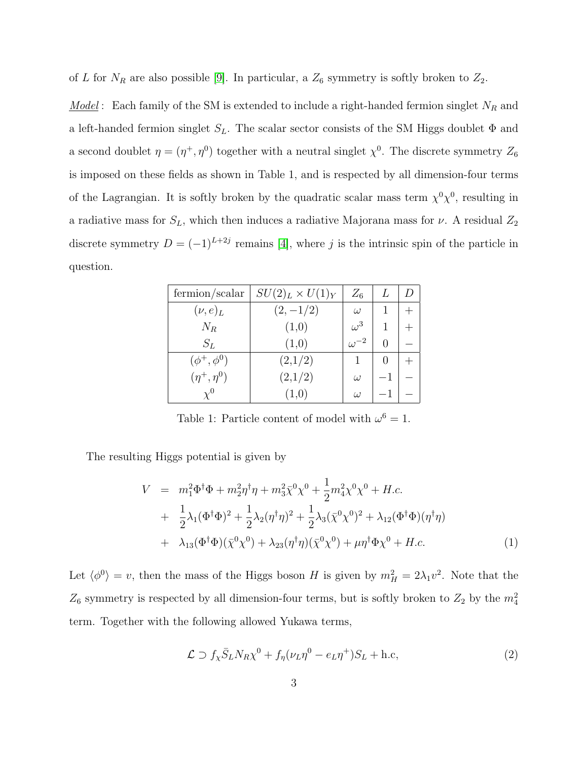of $L$ for $N_R$ are also possible [9]. In particular, a $Z_6$ symmetry is softly broken to $Z_2$.

_Model_ : Each family of the SM is extended to include a right-handed fermion singlet $N_R$ and a left-handed fermion singlet $S_L$. The scalar sector consists of the SM Higgs doublet $\Phi$ and a second doublet $\eta = (\eta^+, \eta^0)$ together with a neutral singlet $\chi^0$. The discrete symmetry $Z_6$ is imposed on these fields as shown in Table 1, and is respected by all dimension-four terms of the Lagrangian. It is softly broken by the quadratic scalar mass term $\chi^0\chi^0$, resulting in a radiative mass for $S_L$, which then induces a radiative Majorana mass for $\nu$. A residual $Z_2$ discrete symmetry $D = (-1)^{L+2j}$ remains [4], where $j$ is the intrinsic spin of the particle in question.

| fermion/scalar | $SU(2)_L \times U(1)_Y$ | $Z_6$ | $L$ | $D$ |
|---|---|---|---|---|
| $(\nu, e)_L$ | $(2, -1/2)$ | $\omega$ | 1 | + |
| $N_R$ | (1,0) | $\omega^3$ | 1 | + |
| $S_L$ | (1,0) | $\omega^{-2}$ | 0 | − |
| $(\phi^+, \phi^0)$ | (2,1/2) | 1 | 0 | + |
| $(\eta^+, \eta^0)$ | (2,1/2) | $\omega$ | −1 | − |
| $\chi^0$ | (1,0) | $\omega$ | −1 | − |

Table 1: Particle content of model with $\omega^6 = 1$.

The resulting Higgs potential is given by

$$
\begin{aligned}
V &= m_1^2 \Phi^\dagger \Phi + m_2^2 \eta^\dagger \eta + m_3^2 \bar{\chi}^0 \chi^0 + \frac{1}{2} m_4^2 \chi^0 \chi^0 + H.c. \\
&+ \frac{1}{2}\lambda_1 (\Phi^\dagger \Phi)^2 + \frac{1}{2}\lambda_2 (\eta^\dagger \eta)^2 + \frac{1}{2}\lambda_3 (\bar{\chi}^0 \chi^0)^2 + \lambda_{12} (\Phi^\dagger \Phi)(\eta^\dagger \eta) \\
&+ \lambda_{13} (\Phi^\dagger \Phi)(\bar{\chi}^0 \chi^0) + \lambda_{23} (\eta^\dagger \eta)(\bar{\chi}^0 \chi^0) + \mu \eta^\dagger \Phi \chi^0 + H.c.
\end{aligned}
\tag{1}
$$

Let $\langle \phi^0 \rangle = v$, then the mass of the Higgs boson $H$ is given by $m_H^2 = 2\lambda_1 v^2$. Note that the $Z_6$ symmetry is respected by all dimension-four terms, but is softly broken to $Z_2$ by the $m_4^2$ term. Together with the following allowed Yukawa terms,

$$
\mathcal{L} \supset f_\chi \bar{S}_L N_R \chi^0 + f_\eta (\nu_L \eta^0 - e_L \eta^+) S_L + \text{h.c}, \tag{2}
$$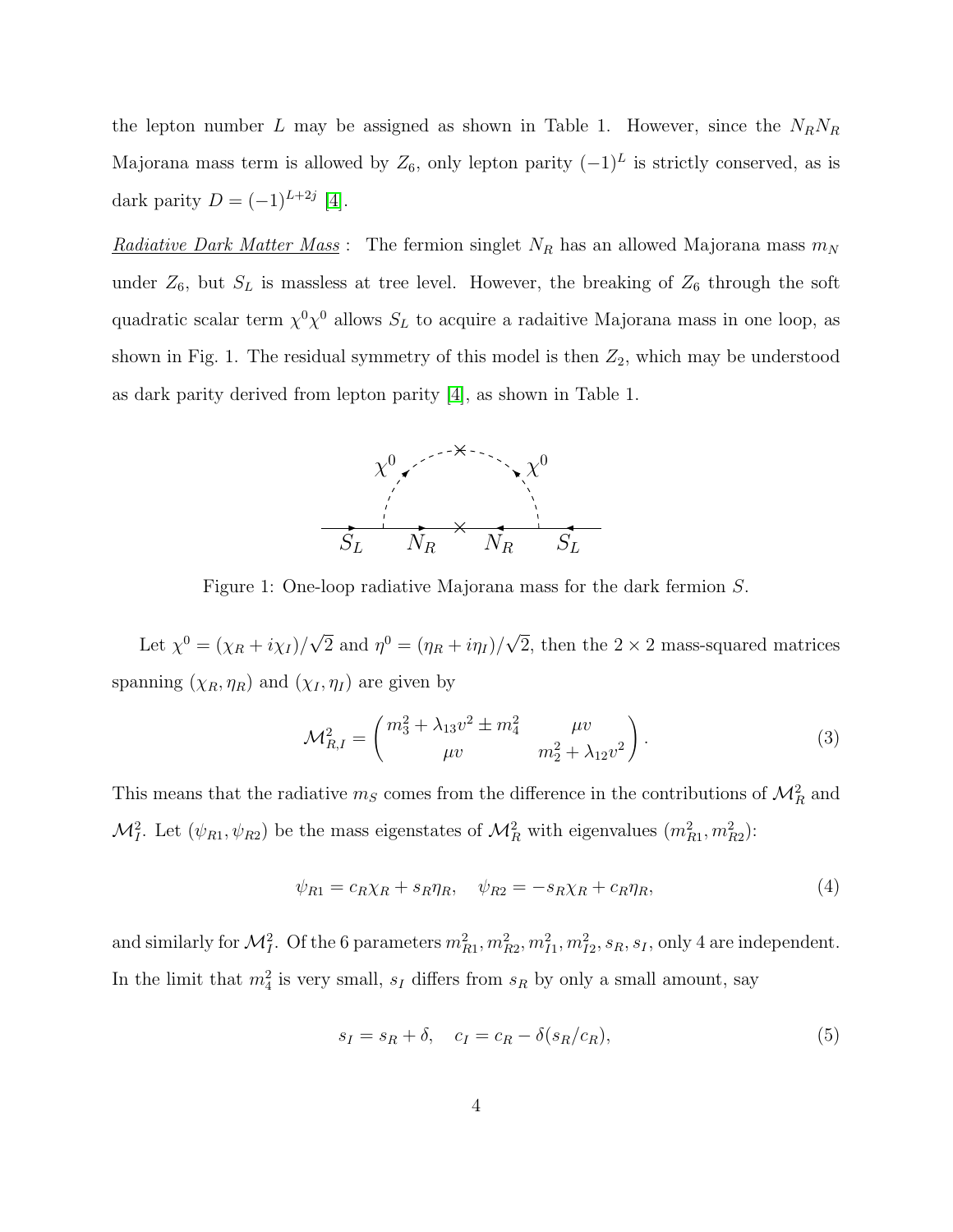the lepton number $L$ may be assigned as shown in Table 1. However, since the $N_R N_R$ Majorana mass term is allowed by $Z_6$, only lepton parity $(-1)^L$ is strictly conserved, as is dark parity $D = (-1)^{L+2j}$ [4].

*Radiative Dark Matter Mass* : The fermion singlet $N_R$ has an allowed Majorana mass $m_N$ under $Z_6$, but $S_L$ is massless at tree level. However, the breaking of $Z_6$ through the soft quadratic scalar term $\chi^0 \chi^0$ allows $S_L$ to acquire a radaitive Majorana mass in one loop, as shown in Fig. 1. The residual symmetry of this model is then $Z_2$, which may be understood as dark parity derived from lepton parity [4], as shown in Table 1.

Figure 1: One-loop radiative Majorana mass for the dark fermion $S$.

Let $\chi^0 = (\chi_R + i\chi_I)/\sqrt{2}$ and $\eta^0 = (\eta_R + i\eta_I)/\sqrt{2}$, then the $2 \times 2$ mass-squared matrices spanning $(\chi_R, \eta_R)$ and $(\chi_I, \eta_I)$ are given by

$$\mathcal{M}^2_{R,I} = \begin{pmatrix} m_3^2 + \lambda_{13} v^2 \pm m_4^2 & \mu v \\ \mu v & m_2^2 + \lambda_{12} v^2 \end{pmatrix}. \tag{3}$$

This means that the radiative $m_S$ comes from the difference in the contributions of $\mathcal{M}^2_R$ and $\mathcal{M}^2_I$. Let $(\psi_{R1}, \psi_{R2})$ be the mass eigenstates of $\mathcal{M}^2_R$ with eigenvalues $(m^2_{R1}, m^2_{R2})$:

$$\psi_{R1} = c_R \chi_R + s_R \eta_R, \quad \psi_{R2} = -s_R \chi_R + c_R \eta_R, \tag{4}$$

and similarly for $\mathcal{M}^2_I$. Of the 6 parameters $m^2_{R1}, m^2_{R2}, m^2_{I1}, m^2_{I2}, s_R, s_I$, only 4 are independent. In the limit that $m_4^2$ is very small, $s_I$ differs from $s_R$ by only a small amount, say

$$s_I = s_R + \delta, \quad c_I = c_R - \delta(s_R/c_R), \tag{5}$$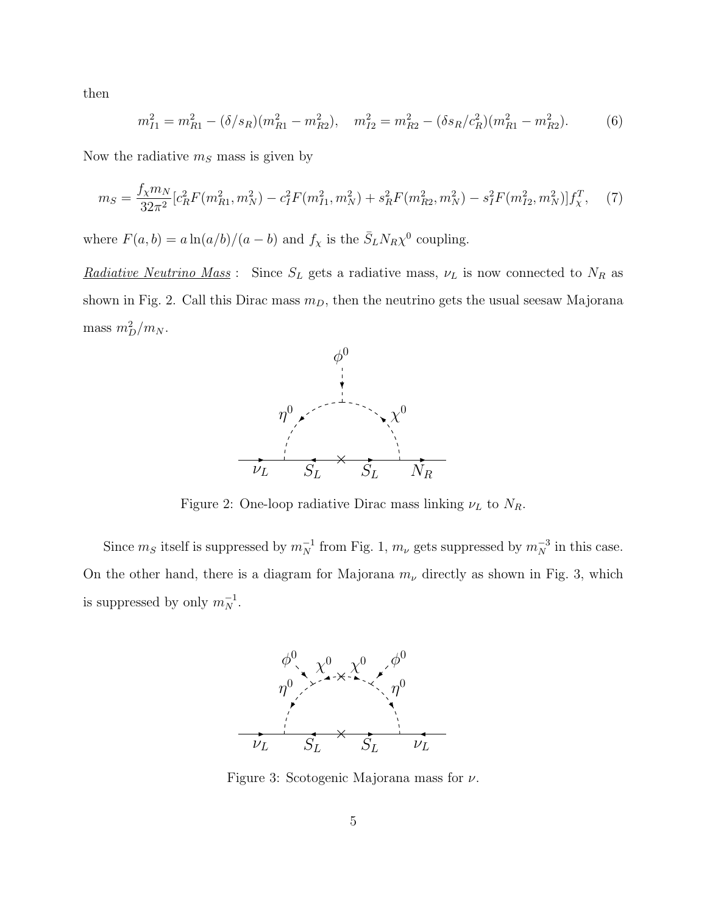then

$$m_{I1}^2 = m_{R1}^2 - (\delta/s_R)(m_{R1}^2 - m_{R2}^2), \quad m_{I2}^2 = m_{R2}^2 - (\delta s_R/c_R^2)(m_{R1}^2 - m_{R2}^2). \tag{6}$$

Now the radiative $m_S$ mass is given by

$$m_S = \frac{f_\chi m_N}{32\pi^2}[c_R^2 F(m_{R1}^2, m_N^2) - c_I^2 F(m_{I1}^2, m_N^2) + s_R^2 F(m_{R2}^2, m_N^2) - s_I^2 F(m_{I2}^2, m_N^2)] f_\chi^T, \tag{7}$$

where $F(a,b) = a \ln(a/b)/(a-b)$ and $f_\chi$ is the $\bar{S}_L N_R \chi^0$ coupling.

*Radiative Neutrino Mass* : Since $S_L$ gets a radiative mass, $\nu_L$ is now connected to $N_R$ as shown in Fig. 2. Call this Dirac mass $m_D$, then the neutrino gets the usual seesaw Majorana mass $m_D^2/m_N$.

Figure 2: One-loop radiative Dirac mass linking $\nu_L$ to $N_R$.

Since $m_S$ itself is suppressed by $m_N^{-1}$ from Fig. 1, $m_\nu$ gets suppressed by $m_N^{-3}$ in this case. On the other hand, there is a diagram for Majorana $m_\nu$ directly as shown in Fig. 3, which is suppressed by only $m_N^{-1}$.

Figure 3: Scotogenic Majorana mass for $\nu$.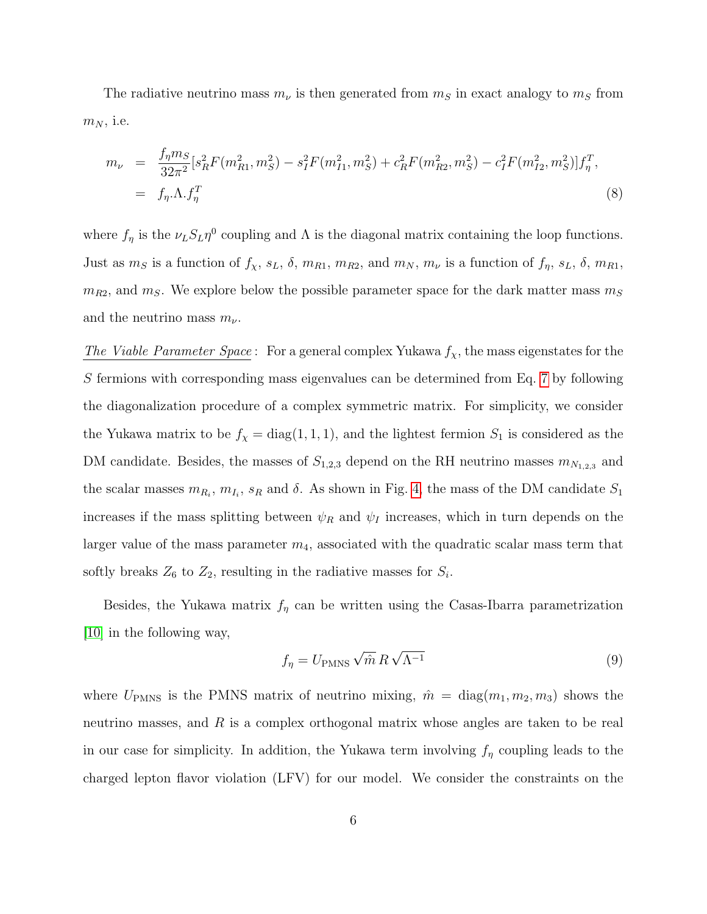The radiative neutrino mass $m_\nu$ is then generated from $m_S$ in exact analogy to $m_S$ from $m_N$, i.e.

$$
\begin{aligned}
m_\nu &= \frac{f_\eta m_S}{32\pi^2}[s_R^2 F(m_{R1}^2, m_S^2) - s_I^2 F(m_{I1}^2, m_S^2) + c_R^2 F(m_{R2}^2, m_S^2) - c_I^2 F(m_{I2}^2, m_S^2)] f_\eta^T, \\
&= f_\eta . \Lambda . f_\eta^T
\end{aligned}
\tag{8}
$$

where $f_\eta$ is the $\nu_L S_L \eta^0$ coupling and $\Lambda$ is the diagonal matrix containing the loop functions. Just as $m_S$ is a function of $f_\chi$, $s_L$, $\delta$, $m_{R1}$, $m_{R2}$, and $m_N$, $m_\nu$ is a function of $f_\eta$, $s_L$, $\delta$, $m_{R1}$, $m_{R2}$, and $m_S$. We explore below the possible parameter space for the dark matter mass $m_S$ and the neutrino mass $m_\nu$.

*The Viable Parameter Space*: For a general complex Yukawa $f_\chi$, the mass eigenstates for the $S$ fermions with corresponding mass eigenvalues can be determined from Eq. 7 by following the diagonalization procedure of a complex symmetric matrix. For simplicity, we consider the Yukawa matrix to be $f_\chi = \text{diag}(1, 1, 1)$, and the lightest fermion $S_1$ is considered as the DM candidate. Besides, the masses of $S_{1,2,3}$ depend on the RH neutrino masses $m_{N_{1,2,3}}$ and the scalar masses $m_{R_i}$, $m_{I_i}$, $s_R$ and $\delta$. As shown in Fig. 4, the mass of the DM candidate $S_1$ increases if the mass splitting between $\psi_R$ and $\psi_I$ increases, which in turn depends on the larger value of the mass parameter $m_4$, associated with the quadratic scalar mass term that softly breaks $Z_6$ to $Z_2$, resulting in the radiative masses for $S_i$.

Besides, the Yukawa matrix $f_\eta$ can be written using the Casas-Ibarra parametrization [10] in the following way,

$$
f_\eta = U_{\text{PMNS}} \sqrt{\hat{m}}\, R\, \sqrt{\Lambda^{-1}} \tag{9}
$$

where $U_{\text{PMNS}}$ is the PMNS matrix of neutrino mixing, $\hat{m} = \text{diag}(m_1, m_2, m_3)$ shows the neutrino masses, and $R$ is a complex orthogonal matrix whose angles are taken to be real in our case for simplicity. In addition, the Yukawa term involving $f_\eta$ coupling leads to the charged lepton flavor violation (LFV) for our model. We consider the constraints on the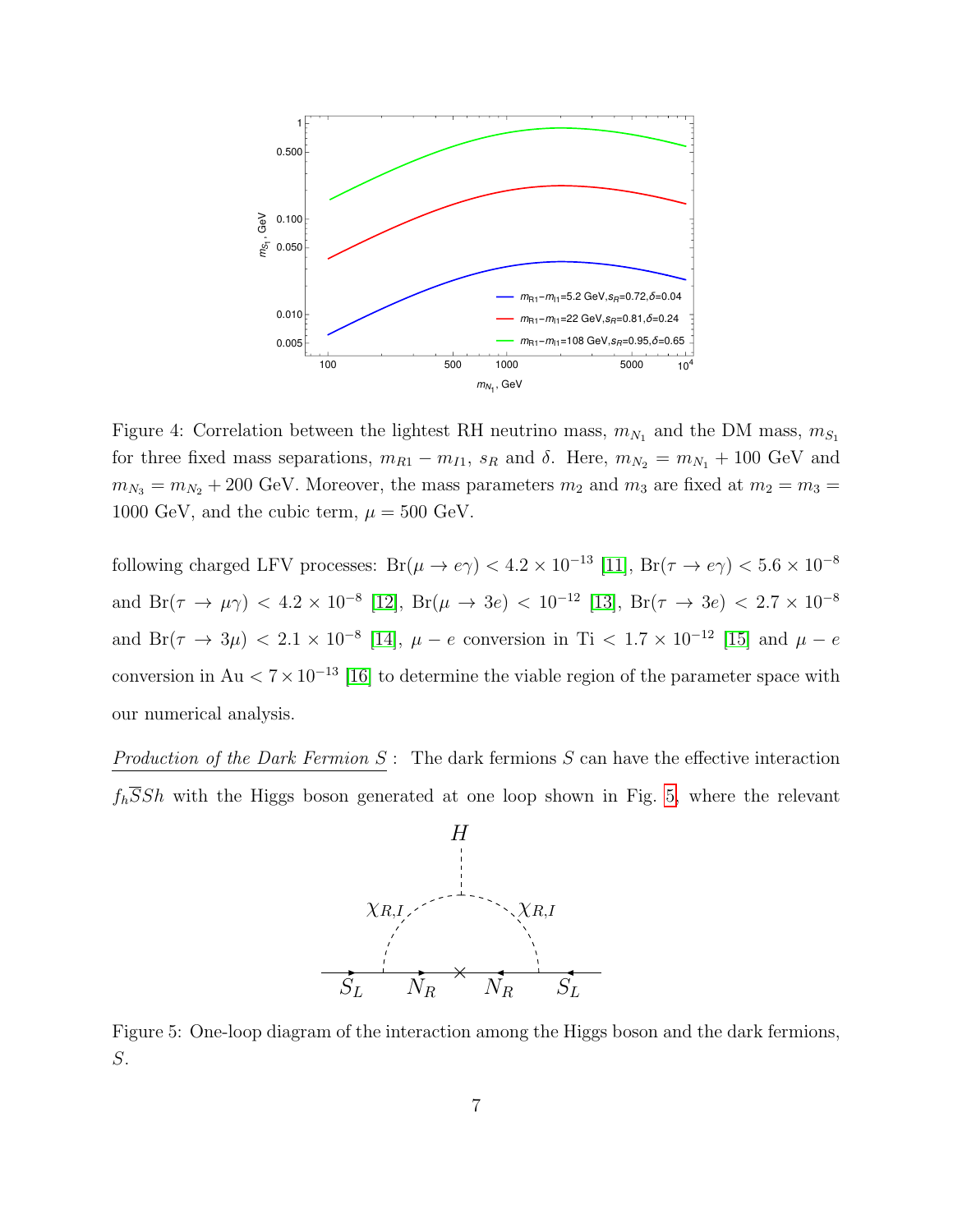Figure 4: Correlation between the lightest RH neutrino mass, $m_{N_1}$ and the DM mass, $m_{S_1}$ for three fixed mass separations, $m_{R1} - m_{I1}$, $s_R$ and $\delta$. Here, $m_{N_2} = m_{N_1} + 100$ GeV and $m_{N_3} = m_{N_2} + 200$ GeV. Moreover, the mass parameters $m_2$ and $m_3$ are fixed at $m_2 = m_3 = 1000$ GeV, and the cubic term, $\mu = 500$ GeV.

following charged LFV processes: Br$(\mu \to e\gamma) < 4.2 \times 10^{-13}$ [11], Br$(\tau \to e\gamma) < 5.6 \times 10^{-8}$ and Br$(\tau \to \mu\gamma) < 4.2 \times 10^{-8}$ [12], Br$(\mu \to 3e) < 10^{-12}$ [13], Br$(\tau \to 3e) < 2.7 \times 10^{-8}$ and Br$(\tau \to 3\mu) < 2.1 \times 10^{-8}$ [14], $\mu - e$ conversion in Ti $< 1.7 \times 10^{-12}$ [15] and $\mu - e$ conversion in Au $< 7 \times 10^{-13}$ [16] to determine the viable region of the parameter space with our numerical analysis.

*Production of the Dark Fermion $S$* : The dark fermions $S$ can have the effective interaction $f_h \overline{S} S h$ with the Higgs boson generated at one loop shown in Fig. 5, where the relevant

Figure 5: One-loop diagram of the interaction among the Higgs boson and the dark fermions, $S$.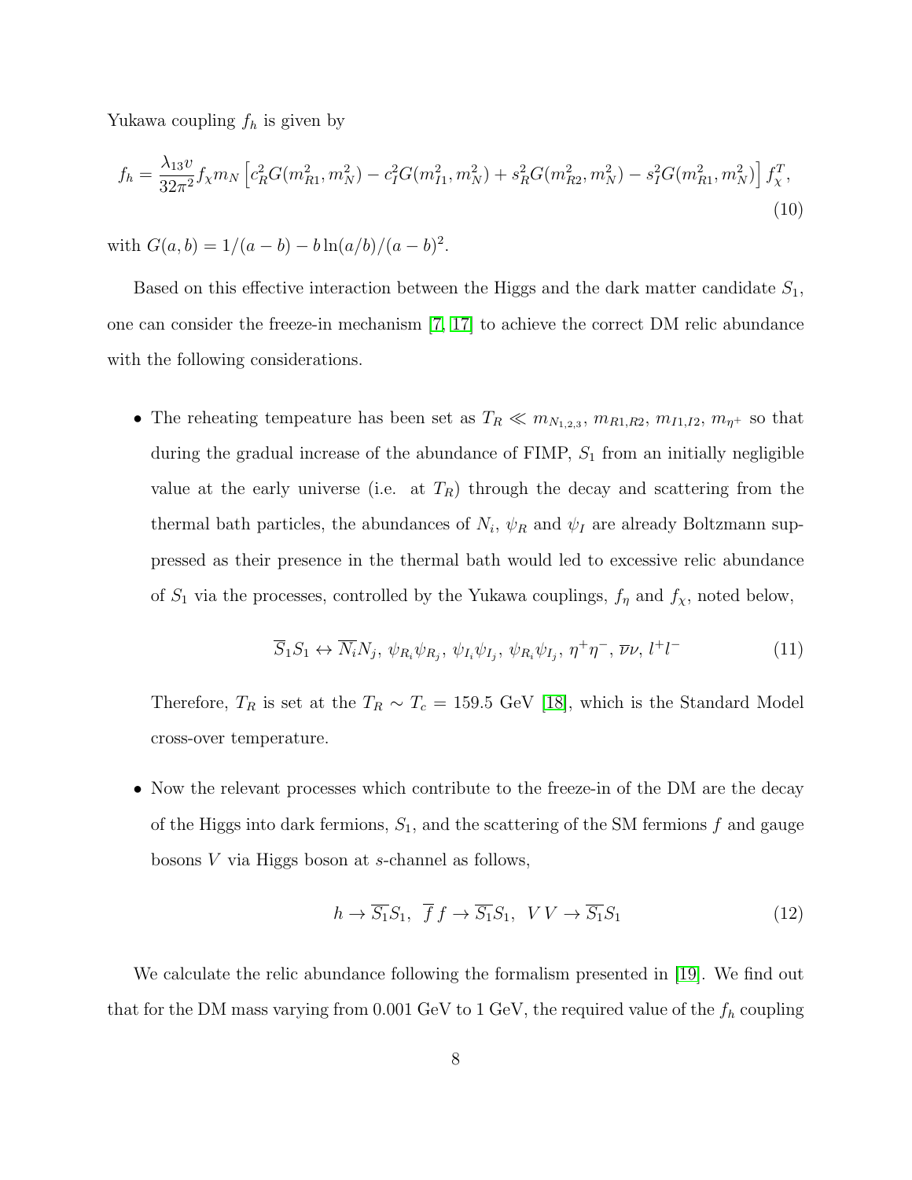Yukawa coupling $f_h$ is given by

$$f_h = \frac{\lambda_{13} v}{32\pi^2} f_\chi m_N \left[ c_R^2 G(m_{R1}^2, m_N^2) - c_I^2 G(m_{I1}^2, m_N^2) + s_R^2 G(m_{R2}^2, m_N^2) - s_I^2 G(m_{R1}^2, m_N^2) \right] f_\chi^T, \tag{10}$$

with $G(a, b) = 1/(a-b) - b\ln(a/b)/(a-b)^2$.

Based on this effective interaction between the Higgs and the dark matter candidate $S_1$, one can consider the freeze-in mechanism [7, 17] to achieve the correct DM relic abundance with the following considerations.

- The reheating tempeature has been set as $T_R \ll m_{N_{1,2,3}}$, $m_{R1,R2}$, $m_{I1,I2}$, $m_{\eta^+}$ so that during the gradual increase of the abundance of FIMP, $S_1$ from an initially negligible value at the early universe (i.e. at $T_R$) through the decay and scattering from the thermal bath particles, the abundances of $N_i$, $\psi_R$ and $\psi_I$ are already Boltzmann suppressed as their presence in the thermal bath would led to excessive relic abundance of $S_1$ via the processes, controlled by the Yukawa couplings, $f_\eta$ and $f_\chi$, noted below,

$$\overline{S}_1 S_1 \leftrightarrow \overline{N}_i N_j,\ \psi_{R_i}\psi_{R_j},\ \psi_{I_i}\psi_{I_j},\ \psi_{R_i}\psi_{I_j},\ \eta^+\eta^-,\ \overline{\nu}\nu,\ l^+l^- \tag{11}$$

  Therefore, $T_R$ is set at the $T_R \sim T_c = 159.5$ GeV [18], which is the Standard Model cross-over temperature.

- Now the relevant processes which contribute to the freeze-in of the DM are the decay of the Higgs into dark fermions, $S_1$, and the scattering of the SM fermions $f$ and gauge bosons $V$ via Higgs boson at $s$-channel as follows,

$$h \to \overline{S_1} S_1,\ \ \overline{f}\, f \to \overline{S_1} S_1,\ \ V\, V \to \overline{S_1} S_1 \tag{12}$$

We calculate the relic abundance following the formalism presented in [19]. We find out that for the DM mass varying from 0.001 GeV to 1 GeV, the required value of the $f_h$ coupling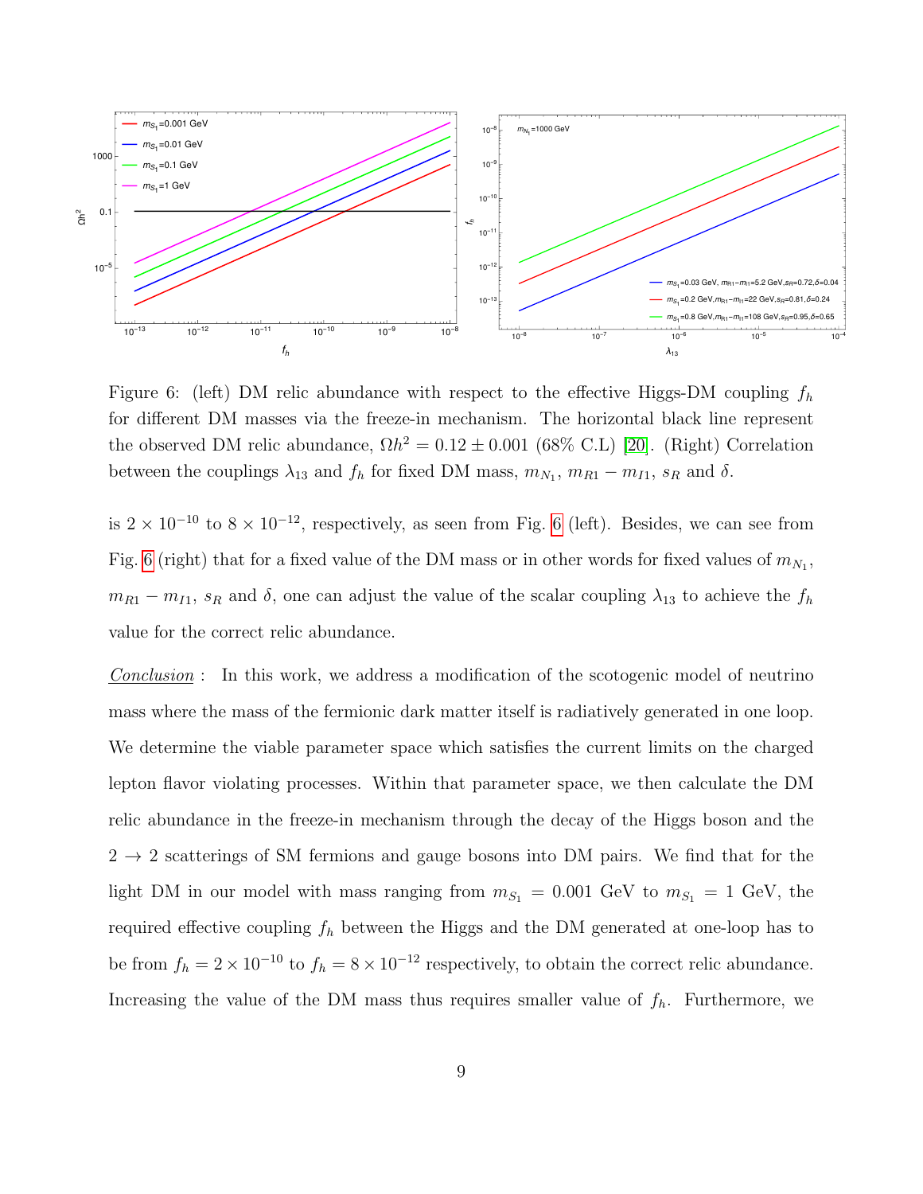Figure 6: (left) DM relic abundance with respect to the effective Higgs-DM coupling $f_h$ for different DM masses via the freeze-in mechanism. The horizontal black line represent the observed DM relic abundance, $\Omega h^2 = 0.12 \pm 0.001$ (68% C.L) [20]. (Right) Correlation between the couplings $\lambda_{13}$ and $f_h$ for fixed DM mass, $m_{N_1}$, $m_{R1} - m_{I1}$, $s_R$ and $\delta$.

is $2 \times 10^{-10}$ to $8 \times 10^{-12}$, respectively, as seen from Fig. 6 (left). Besides, we can see from Fig. 6 (right) that for a fixed value of the DM mass or in other words for fixed values of $m_{N_1}$, $m_{R1} - m_{I1}$, $s_R$ and $\delta$, one can adjust the value of the scalar coupling $\lambda_{13}$ to achieve the $f_h$ value for the correct relic abundance.

*Conclusion* : In this work, we address a modification of the scotogenic model of neutrino mass where the mass of the fermionic dark matter itself is radiatively generated in one loop. We determine the viable parameter space which satisfies the current limits on the charged lepton flavor violating processes. Within that parameter space, we then calculate the DM relic abundance in the freeze-in mechanism through the decay of the Higgs boson and the $2 \to 2$ scatterings of SM fermions and gauge bosons into DM pairs. We find that for the light DM in our model with mass ranging from $m_{S_1} = 0.001$ GeV to $m_{S_1} = 1$ GeV, the required effective coupling $f_h$ between the Higgs and the DM generated at one-loop has to be from $f_h = 2 \times 10^{-10}$ to $f_h = 8 \times 10^{-12}$ respectively, to obtain the correct relic abundance. Increasing the value of the DM mass thus requires smaller value of $f_h$. Furthermore, we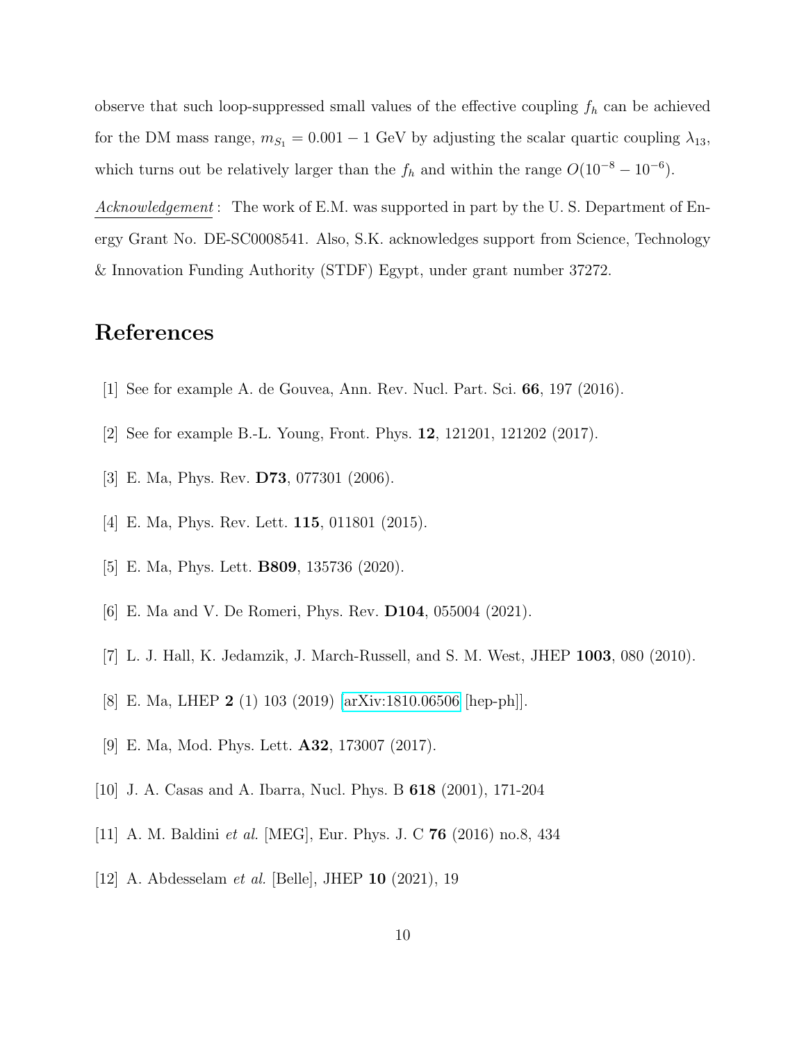observe that such loop-suppressed small values of the effective coupling $f_h$ can be achieved for the DM mass range, $m_{S_1} = 0.001 - 1$ GeV by adjusting the scalar quartic coupling $\lambda_{13}$, which turns out be relatively larger than the $f_h$ and within the range $O(10^{-8} - 10^{-6})$.

*Acknowledgement* : The work of E.M. was supported in part by the U. S. Department of Energy Grant No. DE-SC0008541. Also, S.K. acknowledges support from Science, Technology & Innovation Funding Authority (STDF) Egypt, under grant number 37272.

# References

[1] See for example A. de Gouvea, Ann. Rev. Nucl. Part. Sci. **66**, 197 (2016).

[2] See for example B.-L. Young, Front. Phys. **12**, 121201, 121202 (2017).

[3] E. Ma, Phys. Rev. **D73**, 077301 (2006).

[4] E. Ma, Phys. Rev. Lett. **115**, 011801 (2015).

[5] E. Ma, Phys. Lett. **B809**, 135736 (2020).

[6] E. Ma and V. De Romeri, Phys. Rev. **D104**, 055004 (2021).

[7] L. J. Hall, K. Jedamzik, J. March-Russell, and S. M. West, JHEP **1003**, 080 (2010).

[8] E. Ma, LHEP **2** (1) 103 (2019) [arXiv:1810.06506 [hep-ph]].

[9] E. Ma, Mod. Phys. Lett. **A32**, 173007 (2017).

[10] J. A. Casas and A. Ibarra, Nucl. Phys. B **618** (2001), 171-204

[11] A. M. Baldini *et al.* [MEG], Eur. Phys. J. C **76** (2016) no.8, 434

[12] A. Abdesselam *et al.* [Belle], JHEP **10** (2021), 19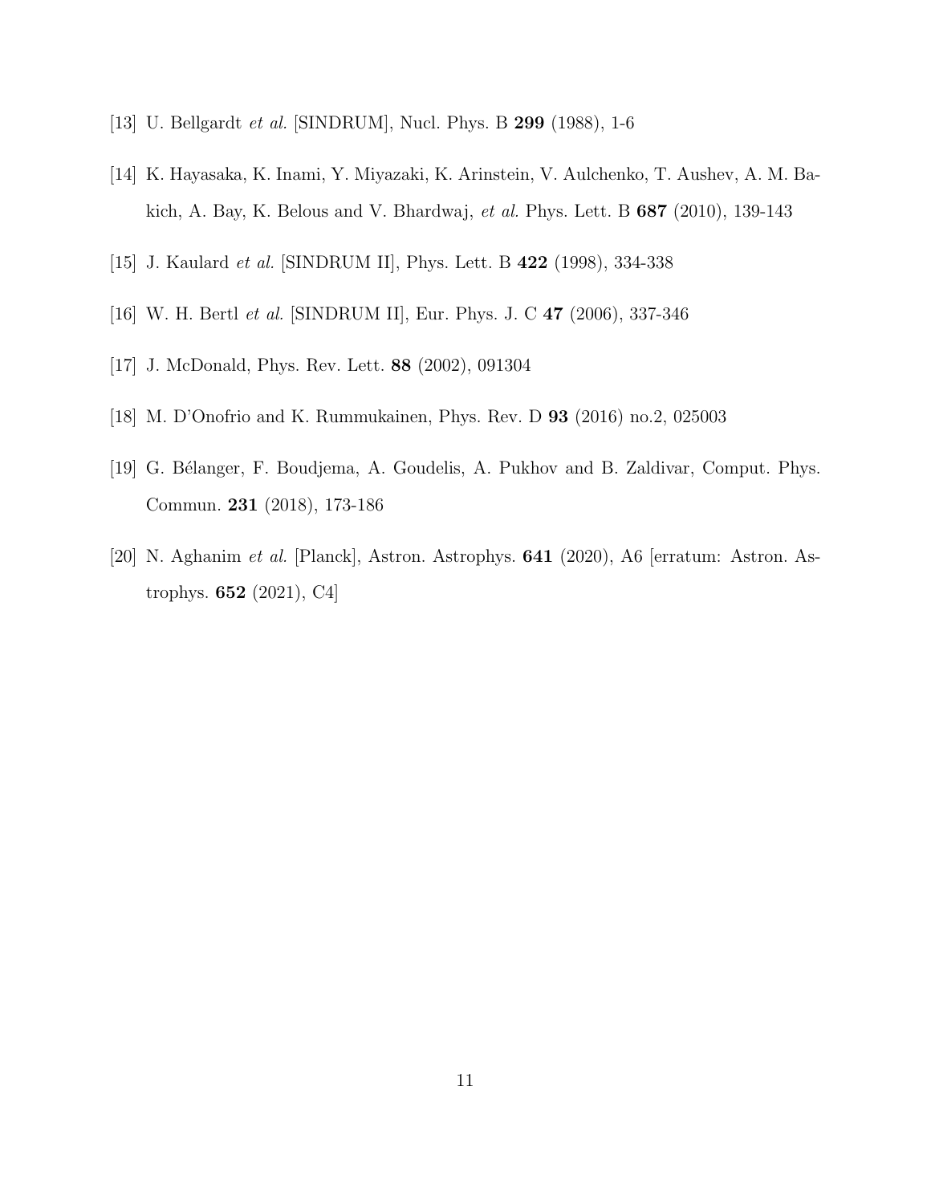[13] U. Bellgardt *et al.* [SINDRUM], Nucl. Phys. B **299** (1988), 1-6

[14] K. Hayasaka, K. Inami, Y. Miyazaki, K. Arinstein, V. Aulchenko, T. Aushev, A. M. Bakich, A. Bay, K. Belous and V. Bhardwaj, *et al.* Phys. Lett. B **687** (2010), 139-143

[15] J. Kaulard *et al.* [SINDRUM II], Phys. Lett. B **422** (1998), 334-338

[16] W. H. Bertl *et al.* [SINDRUM II], Eur. Phys. J. C **47** (2006), 337-346

[17] J. McDonald, Phys. Rev. Lett. **88** (2002), 091304

[18] M. D'Onofrio and K. Rummukainen, Phys. Rev. D **93** (2016) no.2, 025003

[19] G. Bélanger, F. Boudjema, A. Goudelis, A. Pukhov and B. Zaldivar, Comput. Phys. Commun. **231** (2018), 173-186

[20] N. Aghanim *et al.* [Planck], Astron. Astrophys. **641** (2020), A6 [erratum: Astron. Astrophys. **652** (2021), C4]